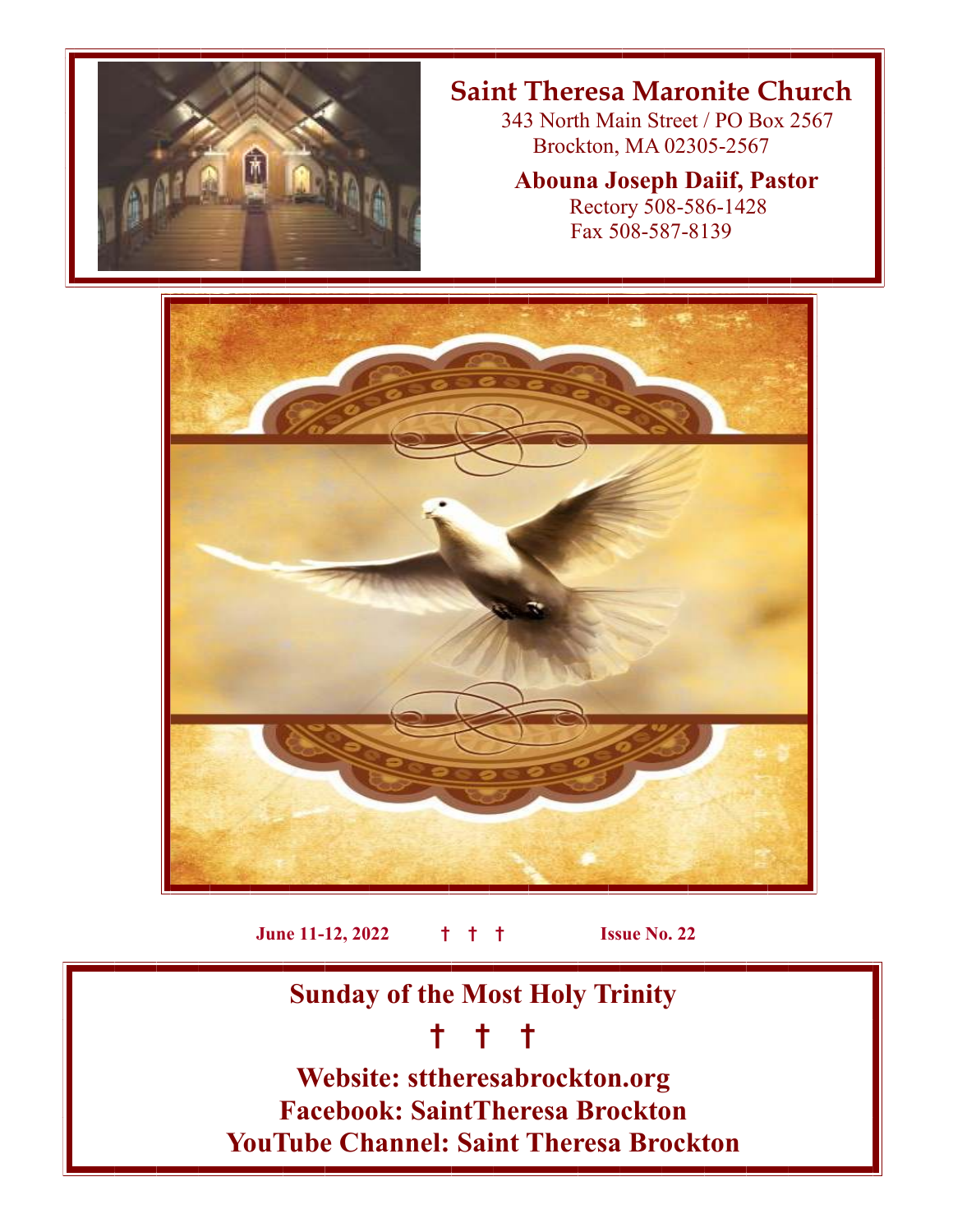# Saint Theresa Maronite Church

343 North Main Street / PO Box 2567
Brockton, MA 02305-2567

**Abouna Joseph Daiif, Pastor**
Rectory 508-586-1428
Fax 508-587-8139

**June 11-12, 2022** † † † **Issue No. 22**

## Sunday of the Most Holy Trinity

† † †

**Website: sttheresabrockton.org**
**Facebook: SaintTheresa Brockton**
**YouTube Channel: Saint Theresa Brockton**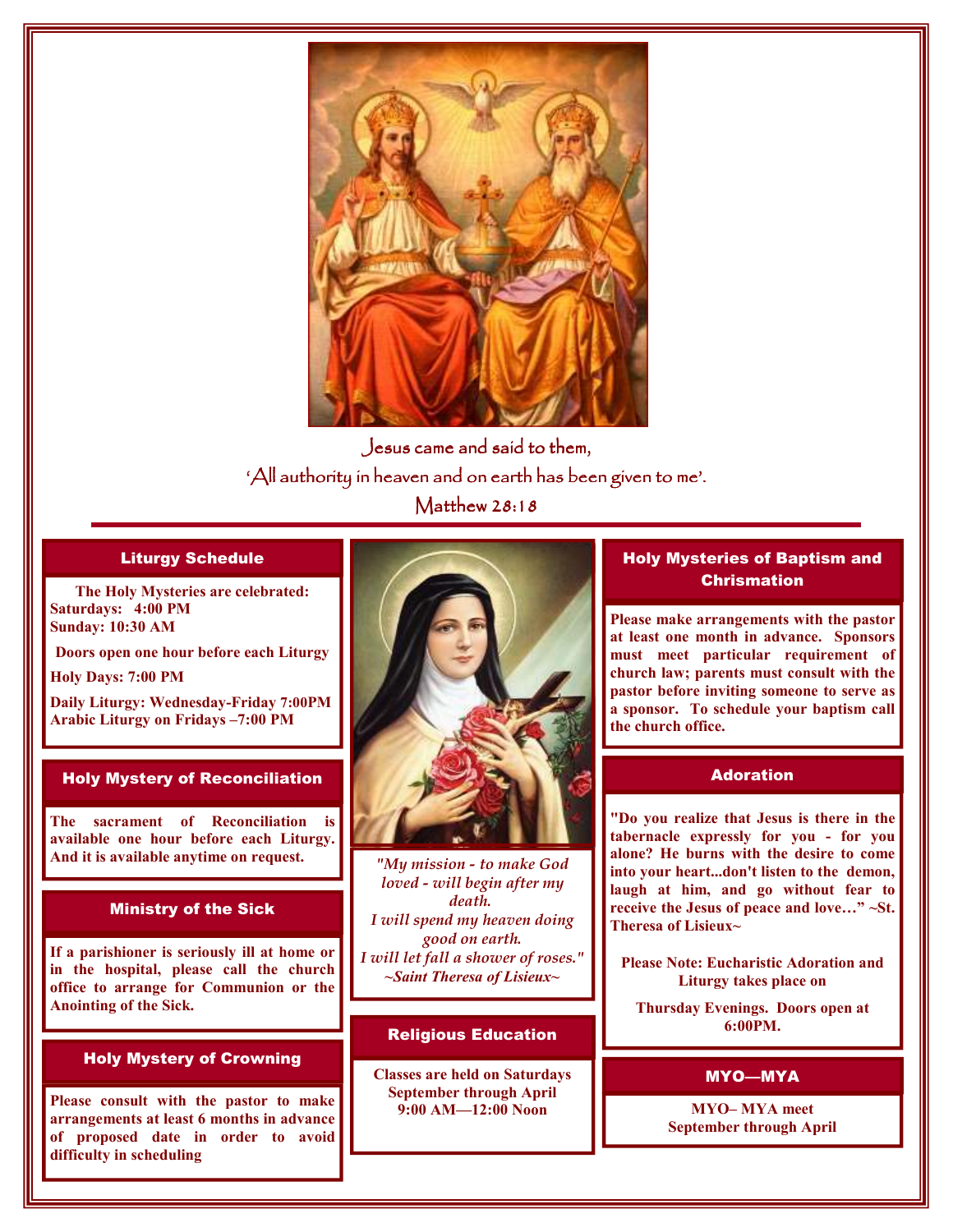Jesus came and said to them,

'All authority in heaven and on earth has been given to me'.

Matthew 28:18

## Liturgy Schedule

**The Holy Mysteries are celebrated:**
**Saturdays: 4:00 PM**
**Sunday: 10:30 AM**

**Doors open one hour before each Liturgy**

**Holy Days: 7:00 PM**

**Daily Liturgy: Wednesday-Friday 7:00PM**
**Arabic Liturgy on Fridays –7:00 PM**

## Holy Mystery of Reconciliation

**The sacrament of Reconciliation is available one hour before each Liturgy. And it is available anytime on request.**

## Ministry of the Sick

**If a parishioner is seriously ill at home or in the hospital, please call the church office to arrange for Communion or the Anointing of the Sick.**

## Holy Mystery of Crowning

**Please consult with the pastor to make arrangements at least 6 months in advance of proposed date in order to avoid difficulty in scheduling**

*"My mission - to make God loved - will begin after my death.*
*I will spend my heaven doing good on earth.*
*I will let fall a shower of roses."*
*~Saint Theresa of Lisieux~*

## Religious Education

**Classes are held on Saturdays September through April 9:00 AM—12:00 Noon**

## Holy Mysteries of Baptism and Chrismation

**Please make arrangements with the pastor at least one month in advance. Sponsors must meet particular requirement of church law; parents must consult with the pastor before inviting someone to serve as a sponsor. To schedule your baptism call the church office.**

## Adoration

**"Do you realize that Jesus is there in the tabernacle expressly for you - for you alone? He burns with the desire to come into your heart...don't listen to the demon, laugh at him, and go without fear to receive the Jesus of peace and love…" ~St. Theresa of Lisieux~**

**Please Note: Eucharistic Adoration and Liturgy takes place on**

**Thursday Evenings. Doors open at 6:00PM.**

## MYO—MYA

**MYO– MYA meet September through April**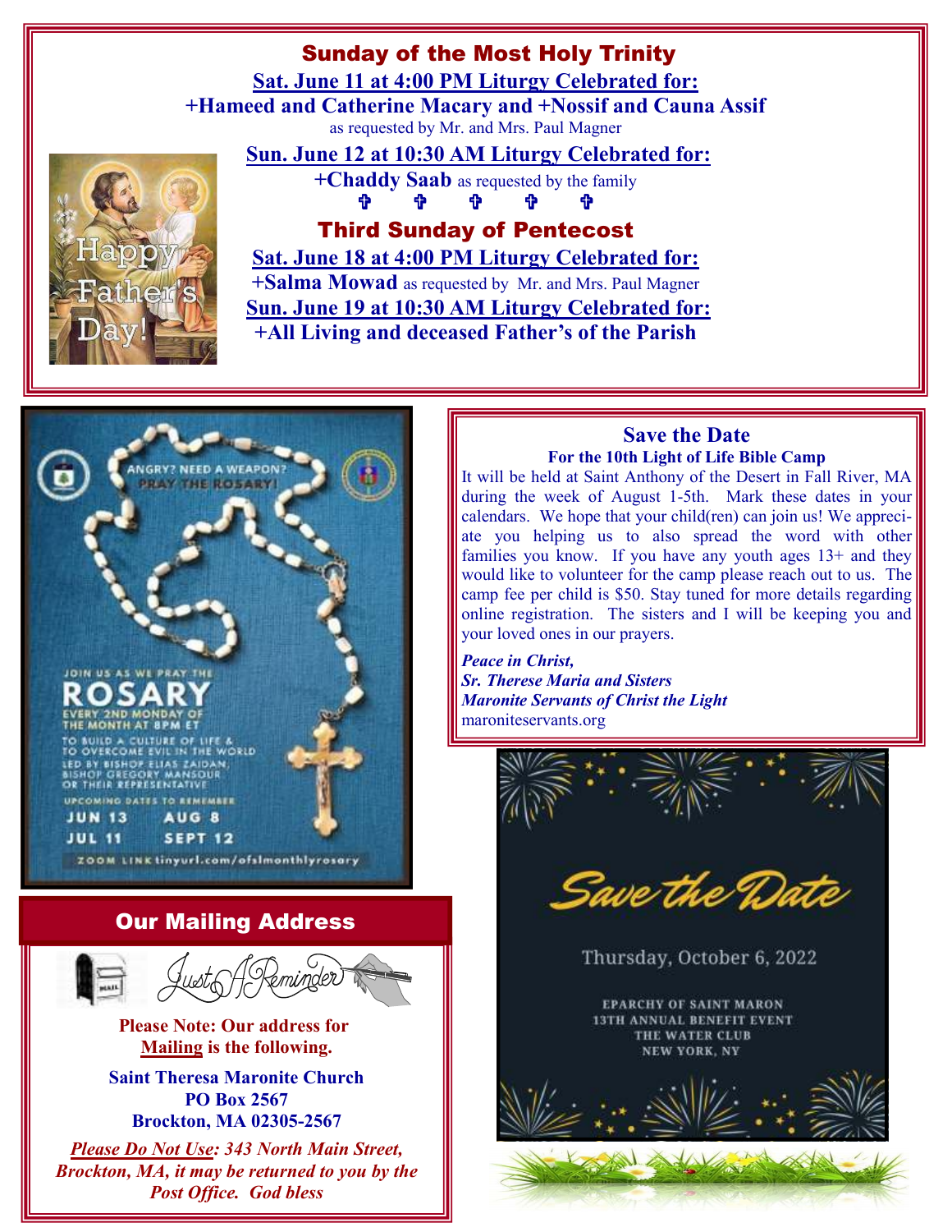## Sunday of the Most Holy Trinity

**Sat. June 11 at 4:00 PM Liturgy Celebrated for:**

**+Hameed and Catherine Macary and +Nossif and Cauna Assif** as requested by Mr. and Mrs. Paul Magner

**Sun. June 12 at 10:30 AM Liturgy Celebrated for:**

**+Chaddy Saab** as requested by the family

✞ ✞ ✞ ✞ ✞

## Third Sunday of Pentecost

**Sat. June 18 at 4:00 PM Liturgy Celebrated for:**

**+Salma Mowad** as requested by Mr. and Mrs. Paul Magner

**Sun. June 19 at 10:30 AM Liturgy Celebrated for:**

**+All Living and deceased Father's of the Parish**

Happy Father's Day!

ANGRY? NEED A WEAPON? PRAY THE ROSARY!

JOIN US AS WE PRAY THE ROSARY EVERY 2ND MONDAY OF THE MONTH AT 8PM ET

TO BUILD A CULTURE OF LIFE & TO OVERCOME EVIL IN THE WORLD LED BY BISHOP ELIAS ZAIDAN, BISHOP GREGORY MANSOUR OR THEIR REPRESENTATIVE

UPCOMING DATES TO REMEMBER: JUN 13, JUL 11, AUG 8, SEPT 12

ZOOM LINK tinyurl.com/ofslmonthlyrosary

## Save the Date

**For the 10th Light of Life Bible Camp**

It will be held at Saint Anthony of the Desert in Fall River, MA during the week of August 1-5th. Mark these dates in your calendars. We hope that your child(ren) can join us! We appreciate you helping us to also spread the word with other families you know. If you have any youth ages 13+ and they would like to volunteer for the camp please reach out to us. The camp fee per child is $50. Stay tuned for more details regarding online registration. The sisters and I will be keeping you and your loved ones in our prayers.

***Peace in Christ,***
***Sr. Therese Maria and Sisters***
***Maronite Servants of Christ the Light***
maroniteservants.org

## Our Mailing Address

Just A Reminder

**Please Note: Our address for Mailing is the following.**

**Saint Theresa Maronite Church**
**PO Box 2567**
**Brockton, MA 02305-2567**

***Please Do Not Use: 343 North Main Street, Brockton, MA, it may be returned to you by the Post Office. God bless***

Save the Date

Thursday, October 6, 2022

EPARCHY OF SAINT MARON
13TH ANNUAL BENEFIT EVENT
THE WATER CLUB
NEW YORK, NY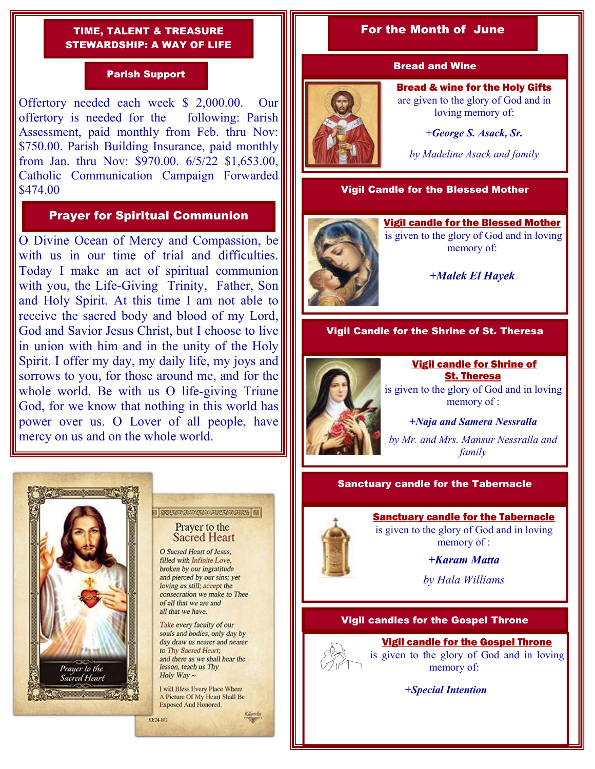## TIME, TALENT & TREASURE STEWARDSHIP: A WAY OF LIFE

### Parish Support

Offertory needed each week $ 2,000.00. Our offertory is needed for the following: Parish Assessment, paid monthly from Feb. thru Nov: $750.00. Parish Building Insurance, paid monthly from Jan. thru Nov: $970.00. 6/5/22 $1,653.00, Catholic Communication Campaign Forwarded $474.00

### Prayer for Spiritual Communion

O Divine Ocean of Mercy and Compassion, be with us in our time of trial and difficulties. Today I make an act of spiritual communion with you, the Life-Giving Trinity, Father, Son and Holy Spirit. At this time I am not able to receive the sacred body and blood of my Lord, God and Savior Jesus Christ, but I choose to live in union with him and in the unity of the Holy Spirit. I offer my day, my daily life, my joys and sorrows to you, for those around me, and for the whole world. Be with us O life-giving Triune God, for we know that nothing in this world has power over us. O Lover of all people, have mercy on us and on the whole world.

## For the Month of June

### Bread and Wine

**Bread & wine for the Holy Gifts** are given to the glory of God and in loving memory of:

***+George S. Asack, Sr.***

*by Madeline Asack and family*

### Vigil Candle for the Blessed Mother

**Vigil candle for the Blessed Mother** is given to the glory of God and in loving memory of:

***+Malek El Hayek***

### Vigil Candle for the Shrine of St. Theresa

**Vigil candle for Shrine of St. Theresa** is given to the glory of God and in loving memory of :

***+Naja and Samera Nessralla***

*by Mr. and Mrs. Mansur Nessralla and family*

### Sanctuary candle for the Tabernacle

**Sanctuary candle for the Tabernacle** is given to the glory of God and in loving memory of :

***+Karam Matta***

*by Hala Williams*

### Vigil candles for the Gospel Throne

**Vigil candle for the Gospel Throne** is given to the glory of God and in loving memory of:

***+Special Intention***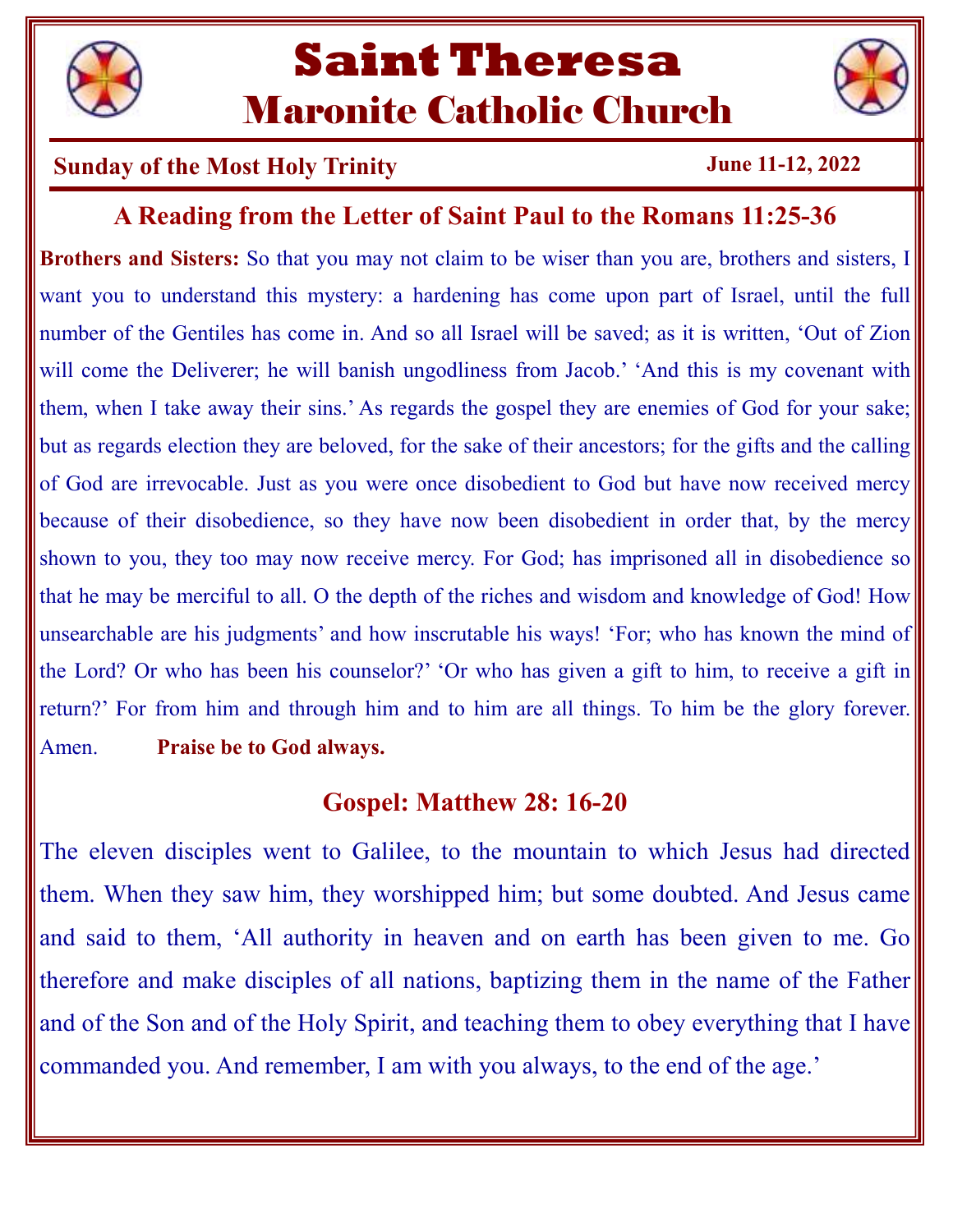# Saint Theresa
# Maronite Catholic Church

**Sunday of the Most Holy Trinity** **June 11-12, 2022**

## A Reading from the Letter of Saint Paul to the Romans 11:25-36

**Brothers and Sisters:** So that you may not claim to be wiser than you are, brothers and sisters, I want you to understand this mystery: a hardening has come upon part of Israel, until the full number of the Gentiles has come in. And so all Israel will be saved; as it is written, 'Out of Zion will come the Deliverer; he will banish ungodliness from Jacob.' 'And this is my covenant with them, when I take away their sins.' As regards the gospel they are enemies of God for your sake; but as regards election they are beloved, for the sake of their ancestors; for the gifts and the calling of God are irrevocable. Just as you were once disobedient to God but have now received mercy because of their disobedience, so they have now been disobedient in order that, by the mercy shown to you, they too may now receive mercy. For God; has imprisoned all in disobedience so that he may be merciful to all. O the depth of the riches and wisdom and knowledge of God! How unsearchable are his judgments' and how inscrutable his ways! 'For; who has known the mind of the Lord? Or who has been his counselor?' 'Or who has given a gift to him, to receive a gift in return?' For from him and through him and to him are all things. To him be the glory forever. Amen. **Praise be to God always.**

## Gospel: Matthew 28: 16-20

The eleven disciples went to Galilee, to the mountain to which Jesus had directed them. When they saw him, they worshipped him; but some doubted. And Jesus came and said to them, 'All authority in heaven and on earth has been given to me. Go therefore and make disciples of all nations, baptizing them in the name of the Father and of the Son and of the Holy Spirit, and teaching them to obey everything that I have commanded you. And remember, I am with you always, to the end of the age.'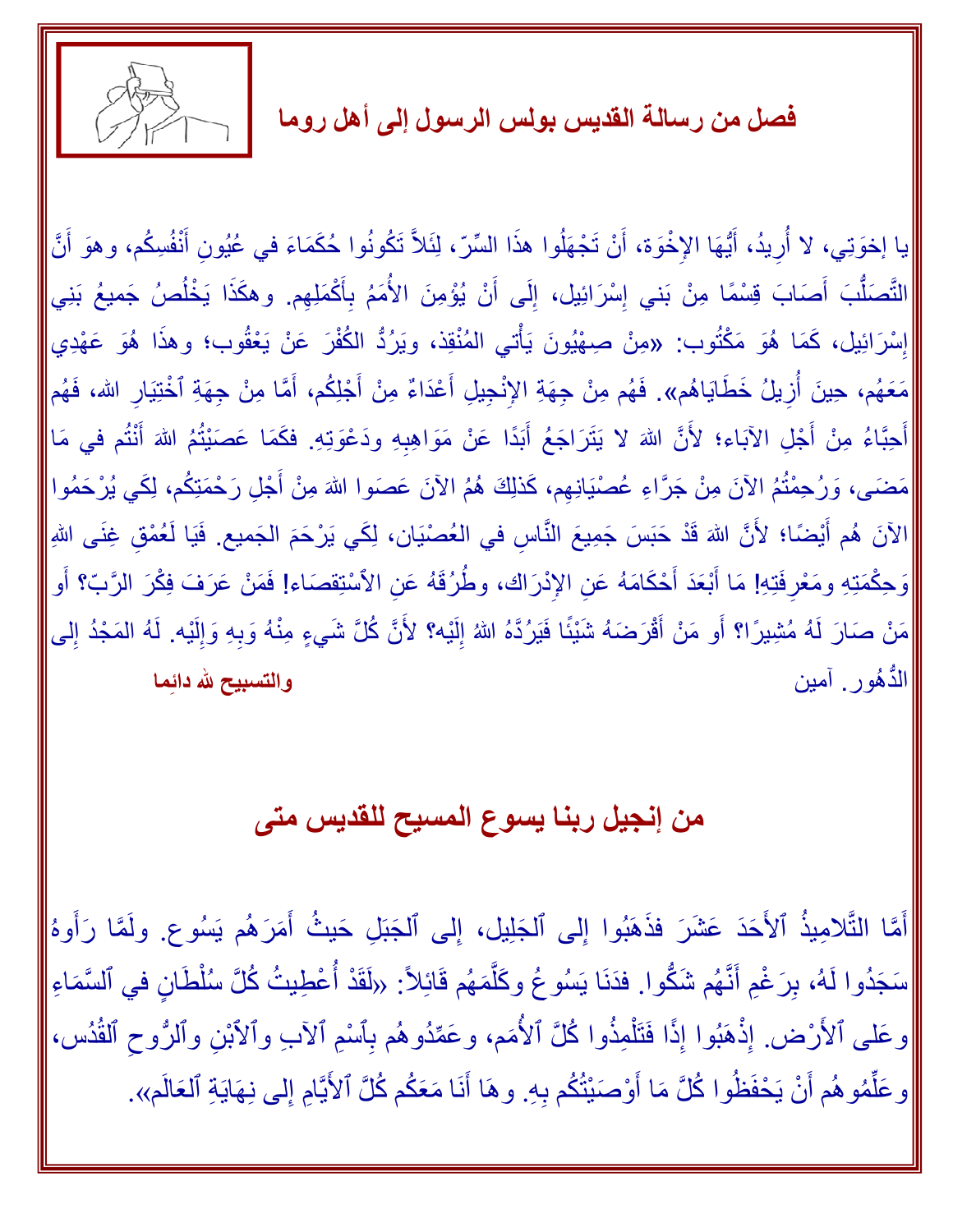## فصل من رسالة القديس بولس الرسول إلى أهل روما

يا إخوَتي، لا أُرِيدُ، أَيُّهَا الإِخْوَة، أَنْ تَجْهَلُوا هذَا السِّرّ، لِئَلاَّ تَكُونُوا حُكَمَاءَ في عُيُونِ أَنْفُسِكُم، وهوَ أَنَّ التَّصَلُّبَ أَصَابَ قِسْمًا مِنْ بَني إِسْرَائِيل، إِلَى أَنْ يُؤْمِنَ الأُمَمُ بِأَكْمَلِهِم. وهكَذَا يَخْلُصُ جَميعُ بَني إِسْرَائِيل، كَمَا هُوَ مَكْتُوب: «مِنْ صِهْيُونَ يَأْتي المُنْقِذ، ويَرُدُّ الكُفْرَ عَنْ يَعْقُوب؛ وهذَا هُوَ عَهْدِي مَعَهُم، حِينَ أُزِيلُ خَطَايَاهُم». فَهُم مِنْ جِهَةِ الإِنْجِيلِ أَعْدَاءٌ مِنْ أَجْلِكُم، أَمَّا مِنْ جِهَةِ ٱخْتِيَارِ الله، فَهُم أَحِبَّاءُ مِنْ أَجْلِ الآبَاء؛ لأَنَّ اللهَ لا يَتَرَاجَعُ أَبَدًا عَنْ مَوَاهِبِهِ ودَعْوَتِهِ. فكَمَا عَصَيْتُمُ اللهَ أَنْتُم في مَا مَضَى، وَرُحِمْتُمُ الآنَ مِنْ جَرَّاءِ عُصْيَانِهِم، كَذلِكَ هُمُ الآنَ عَصَوا اللهَ مِنْ أَجْلِ رَحْمَتِكُم، لِكَي يُرْحَمُوا الآنَ هُم أَيْضًا؛ لأَنَّ اللهَ قَدْ حَبَسَ جَمِيعَ النَّاسِ في العُصْيَان، لِكَي يَرْحَمَ الجَمِيع. فَيَا لَعُمْقِ غِنَى اللهِ وَحِكْمَتِهِ ومَعْرِفَتِهِ! مَا أَبْعَدَ أَحْكَامَهُ عَنِ الإِدْرَاك، وطُرُقَهُ عَنِ الاسْتِقصَاء! فَمَنْ عَرَفَ فِكْرَ الرَّبّ؟ أَو مَنْ صَارَ لَهُ مُشِيرًا؟ أَو مَنْ أَقْرَضَهُ شَيْئًا فَيَرُدَّهُ اللهُ إِلَيْه؟ لأَنَّ كُلَّ شَيءٍ مِنْهُ وَبِهِ وَإِلَيْه. لَهُ المَجْدُ إِلى الدُّهُور. آمين

والتسبيح لله دائما

## من إنجيل ربنا يسوع المسيح للقديس متى

أَمَّا التَّلامِيذُ ٱلأَحَدَ عَشَرَ فذَهَبُوا إِلى ٱلجَلِيل، إِلى ٱلجَبَلِ حَيثُ أَمَرَهُم يَسُوع. ولَمَّا رَأَوهُ سَجَدُوا لَهُ، بِرَغْمِ أَنَّهُم شَكُّوا. فدَنَا يَسُوعُ وكَلَّمَهُم قَائِلاً: «لَقَدْ أُعْطِيتُ كُلَّ سُلْطَانٍ في ٱلسَّمَاءِ وعَلى ٱلأَرْض. إِذْهَبُوا إِذًا فَتَلْمِذُوا كُلَّ ٱلأُمَم، وعَمِّدُوهُم بِٱسْمِ ٱلآبِ وٱلٱبْنِ وٱلرُّوحِ ٱلقُدُس، وعَلِّمُوهُم أَنْ يَحْفَظُوا كُلَّ مَا أَوْصَيْتُكُم بِهِ. وهَا أَنَا مَعَكُم كُلَّ ٱلأَيَّامِ إِلى نِهَايَةِ ٱلعَالَم».